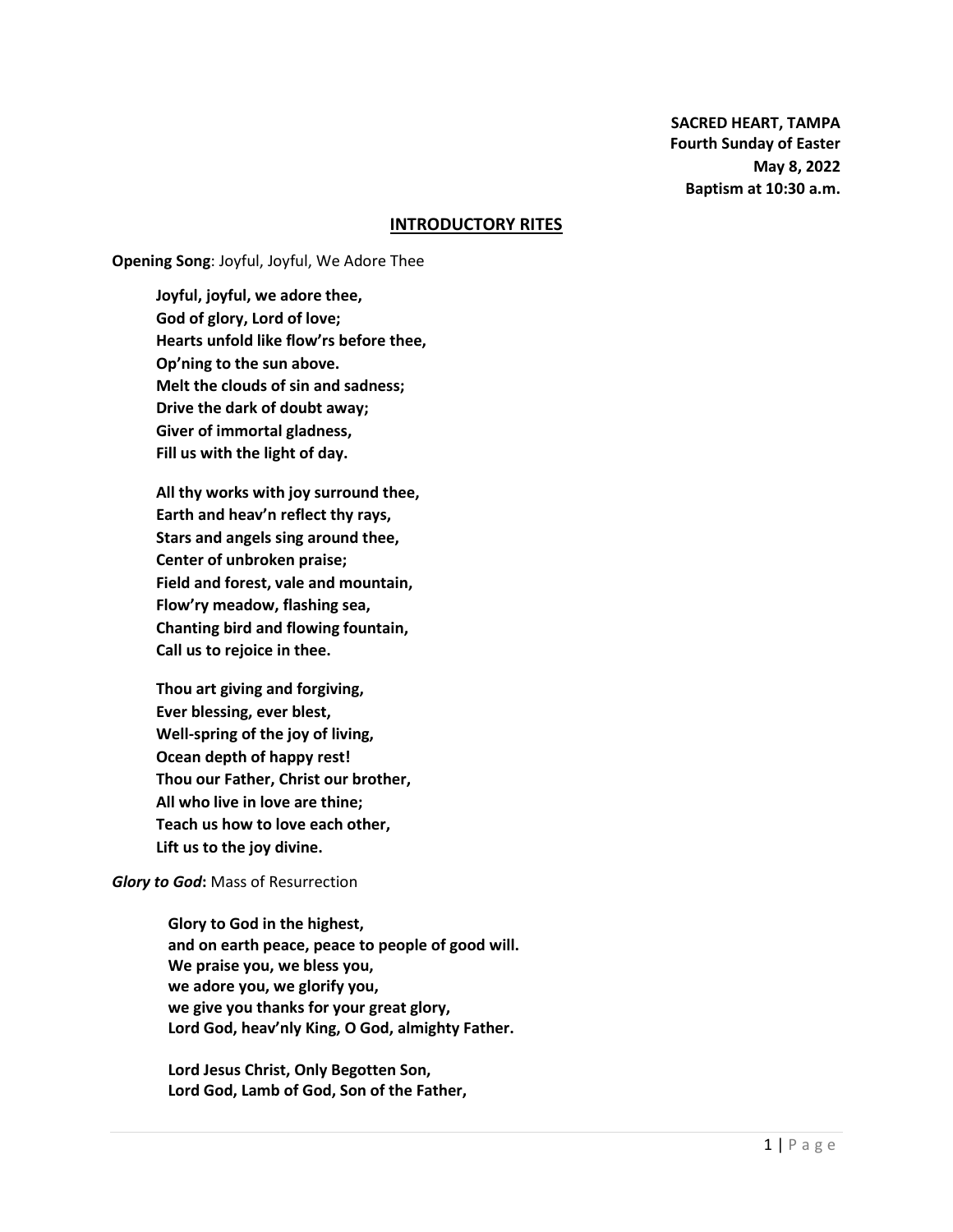**SACRED HEART, TAMPA**
**Fourth Sunday of Easter**
**May 8, 2022**
**Baptism at 10:30 a.m.**

## INTRODUCTORY RITES

**Opening Song**: Joyful, Joyful, We Adore Thee

**Joyful, joyful, we adore thee,**
**God of glory, Lord of love;**
**Hearts unfold like flow'rs before thee,**
**Op'ning to the sun above.**
**Melt the clouds of sin and sadness;**
**Drive the dark of doubt away;**
**Giver of immortal gladness,**
**Fill us with the light of day.**

**All thy works with joy surround thee,**
**Earth and heav'n reflect thy rays,**
**Stars and angels sing around thee,**
**Center of unbroken praise;**
**Field and forest, vale and mountain,**
**Flow'ry meadow, flashing sea,**
**Chanting bird and flowing fountain,**
**Call us to rejoice in thee.**

**Thou art giving and forgiving,**
**Ever blessing, ever blest,**
**Well-spring of the joy of living,**
**Ocean depth of happy rest!**
**Thou our Father, Christ our brother,**
**All who live in love are thine;**
**Teach us how to love each other,**
**Lift us to the joy divine.**

***Glory to God*:** Mass of Resurrection

**Glory to God in the highest,**
**and on earth peace, peace to people of good will.**
**We praise you, we bless you,**
**we adore you, we glorify you,**
**we give you thanks for your great glory,**
**Lord God, heav'nly King, O God, almighty Father.**

**Lord Jesus Christ, Only Begotten Son,**
**Lord God, Lamb of God, Son of the Father,**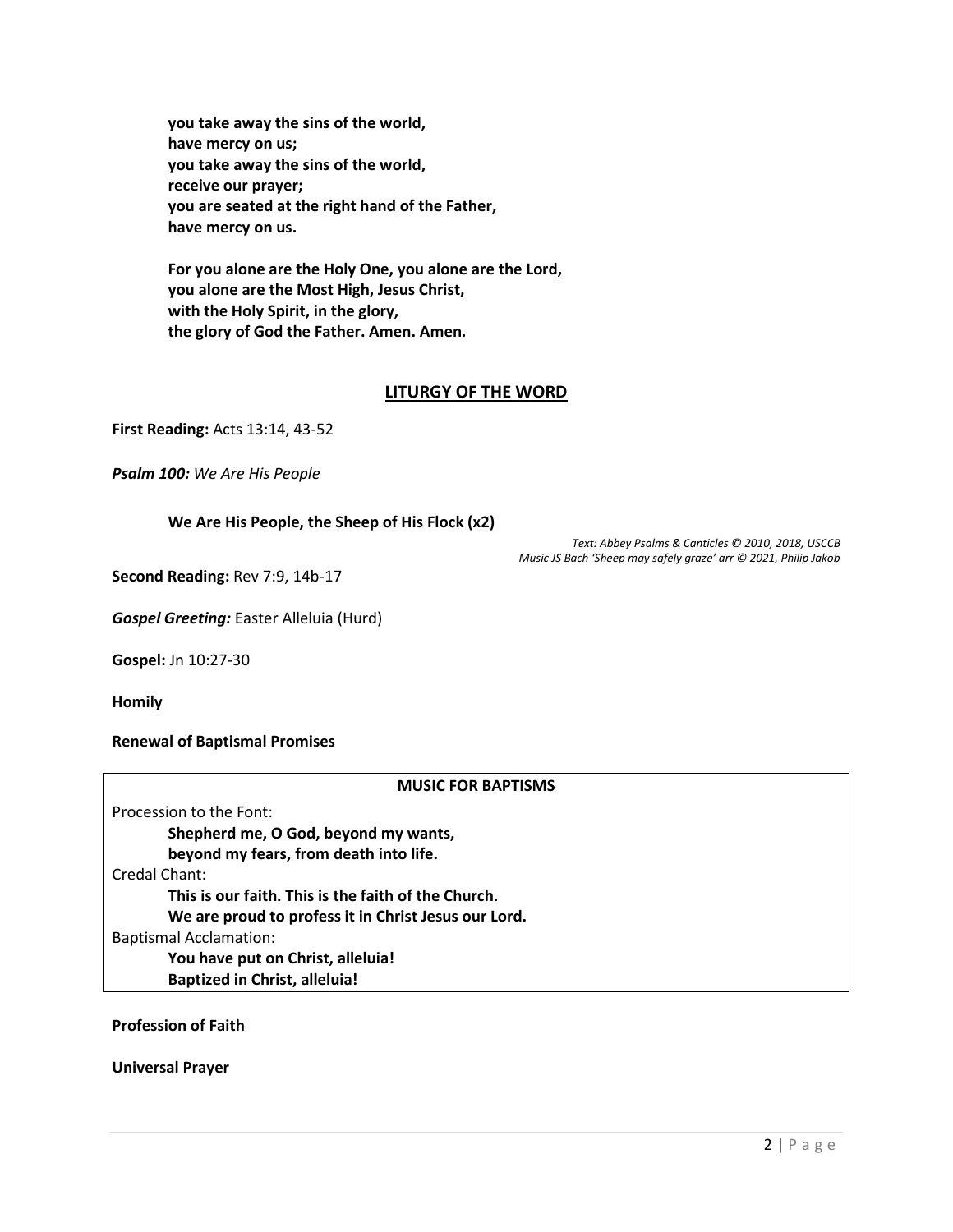**you take away the sins of the world,**
**have mercy on us;**
**you take away the sins of the world,**
**receive our prayer;**
**you are seated at the right hand of the Father,**
**have mercy on us.**

**For you alone are the Holy One, you alone are the Lord,**
**you alone are the Most High, Jesus Christ,**
**with the Holy Spirit, in the glory,**
**the glory of God the Father. Amen. Amen.**

## LITURGY OF THE WORD

**First Reading:** Acts 13:14, 43-52

***Psalm 100:*** *We Are His People*

**We Are His People, the Sheep of His Flock (x2)**

*Text: Abbey Psalms & Canticles © 2010, 2018, USCCB*
*Music JS Bach 'Sheep may safely graze' arr © 2021, Philip Jakob*

**Second Reading:** Rev 7:9, 14b-17

***Gospel Greeting:*** Easter Alleluia (Hurd)

**Gospel:** Jn 10:27-30

**Homily**

**Renewal of Baptismal Promises**

**MUSIC FOR BAPTISMS**

Procession to the Font:

**Shepherd me, O God, beyond my wants,**
**beyond my fears, from death into life.**

Credal Chant:

**This is our faith. This is the faith of the Church.**
**We are proud to profess it in Christ Jesus our Lord.**

Baptismal Acclamation:

**You have put on Christ, alleluia!**
**Baptized in Christ, alleluia!**

**Profession of Faith**

**Universal Prayer**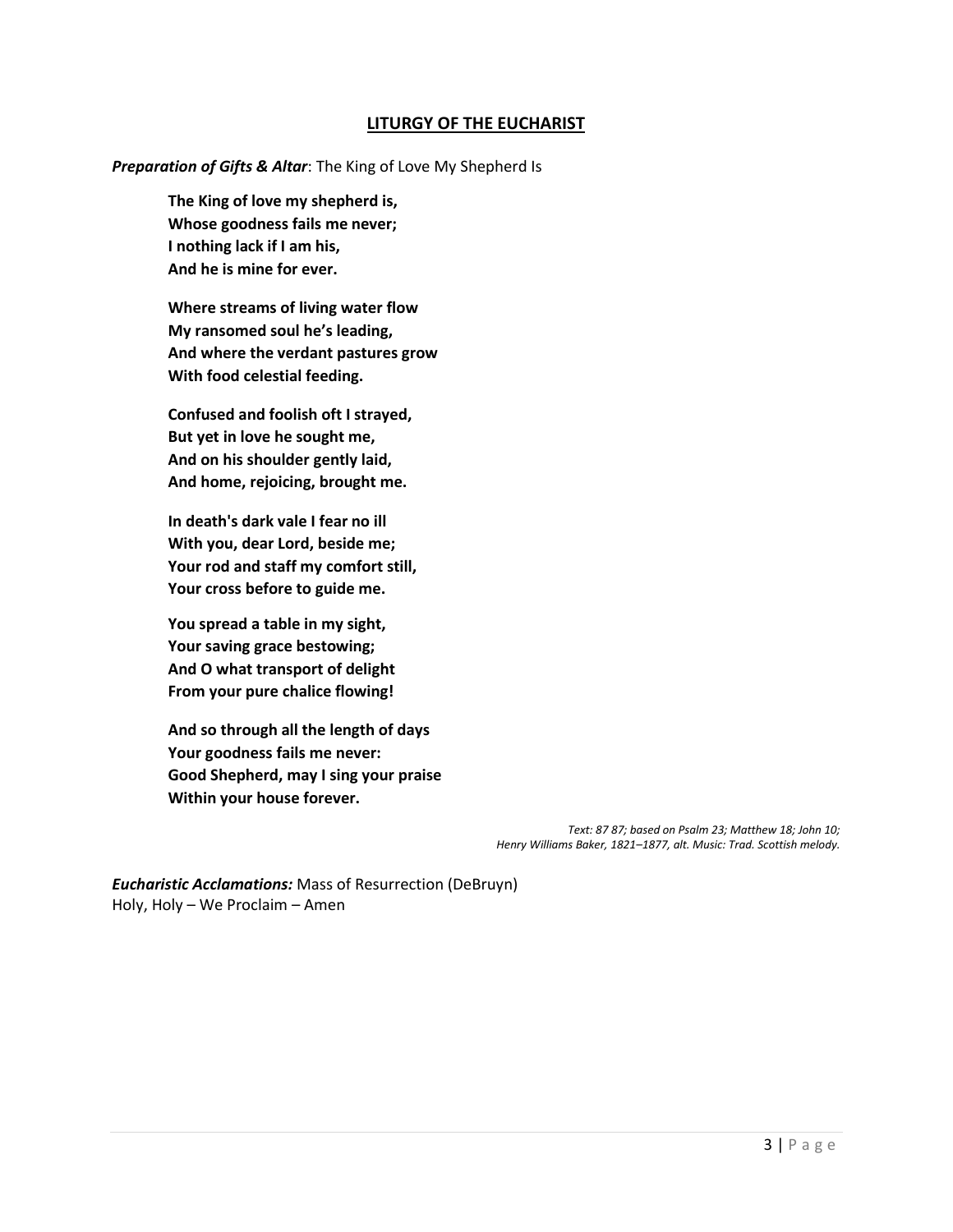## LITURGY OF THE EUCHARIST

***Preparation of Gifts & Altar***: The King of Love My Shepherd Is

**The King of love my shepherd is,**  
**Whose goodness fails me never;**  
**I nothing lack if I am his,**  
**And he is mine for ever.**

**Where streams of living water flow**  
**My ransomed soul he's leading,**  
**And where the verdant pastures grow**  
**With food celestial feeding.**

**Confused and foolish oft I strayed,**  
**But yet in love he sought me,**  
**And on his shoulder gently laid,**  
**And home, rejoicing, brought me.**

**In death's dark vale I fear no ill**  
**With you, dear Lord, beside me;**  
**Your rod and staff my comfort still,**  
**Your cross before to guide me.**

**You spread a table in my sight,**  
**Your saving grace bestowing;**  
**And O what transport of delight**  
**From your pure chalice flowing!**

**And so through all the length of days**  
**Your goodness fails me never:**  
**Good Shepherd, may I sing your praise**  
**Within your house forever.**

*Text: 87 87; based on Psalm 23; Matthew 18; John 10;*  
*Henry Williams Baker, 1821–1877, alt. Music: Trad. Scottish melody.*

***Eucharistic Acclamations:*** Mass of Resurrection (DeBruyn)  
Holy, Holy – We Proclaim – Amen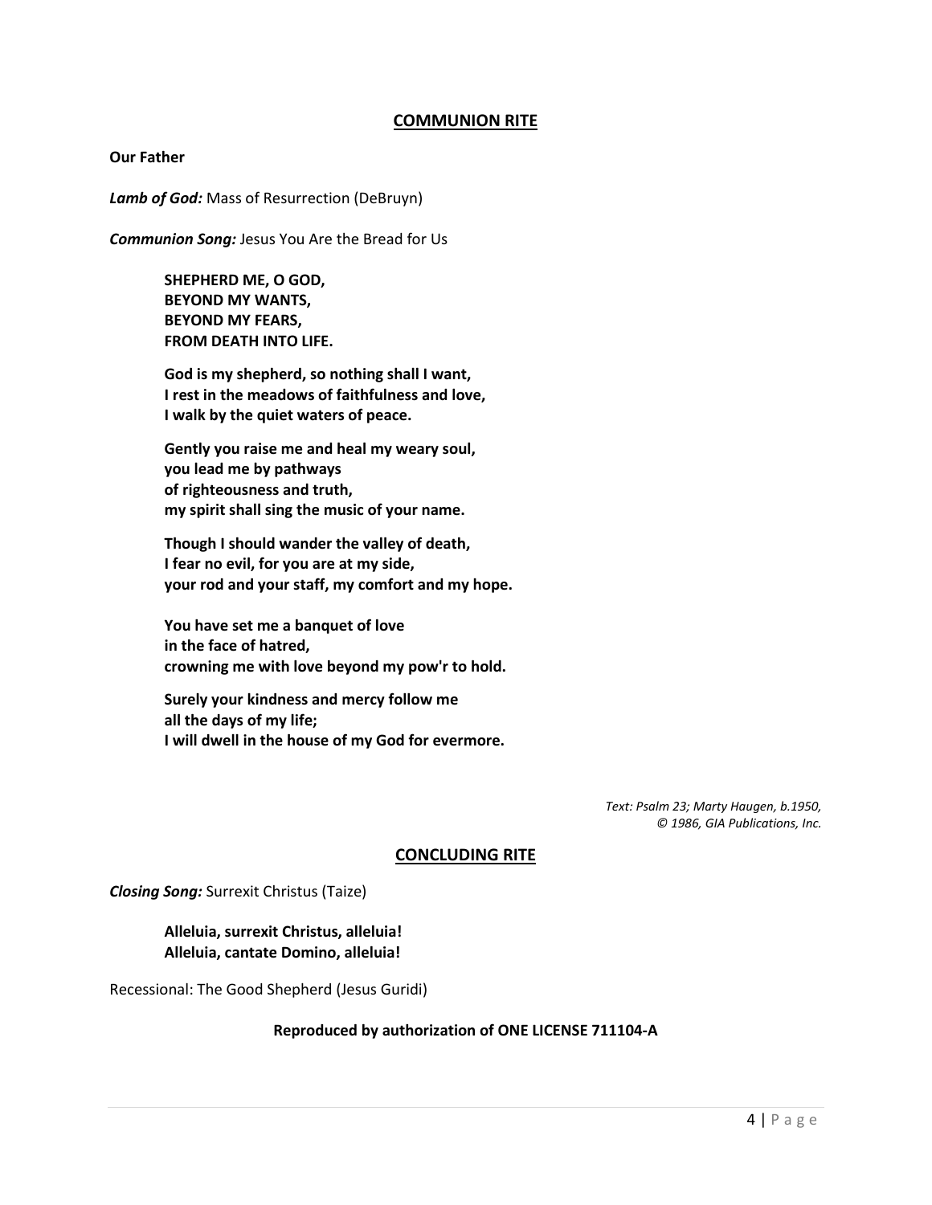## COMMUNION RITE

**Our Father**

***Lamb of God:*** Mass of Resurrection (DeBruyn)

***Communion Song:*** Jesus You Are the Bread for Us

> **SHEPHERD ME, O GOD,**
> **BEYOND MY WANTS,**
> **BEYOND MY FEARS,**
> **FROM DEATH INTO LIFE.**
>
> **God is my shepherd, so nothing shall I want,**
> **I rest in the meadows of faithfulness and love,**
> **I walk by the quiet waters of peace.**
>
> **Gently you raise me and heal my weary soul,**
> **you lead me by pathways**
> **of righteousness and truth,**
> **my spirit shall sing the music of your name.**
>
> **Though I should wander the valley of death,**
> **I fear no evil, for you are at my side,**
> **your rod and your staff, my comfort and my hope.**
>
> **You have set me a banquet of love**
> **in the face of hatred,**
> **crowning me with love beyond my pow'r to hold.**
>
> **Surely your kindness and mercy follow me**
> **all the days of my life;**
> **I will dwell in the house of my God for evermore.**

*Text: Psalm 23; Marty Haugen, b.1950,*
*© 1986, GIA Publications, Inc.*

## CONCLUDING RITE

***Closing Song:*** Surrexit Christus (Taize)

> **Alleluia, surrexit Christus, alleluia!**
> **Alleluia, cantate Domino, alleluia!**

Recessional: The Good Shepherd (Jesus Guridi)

**Reproduced by authorization of ONE LICENSE 711104-A**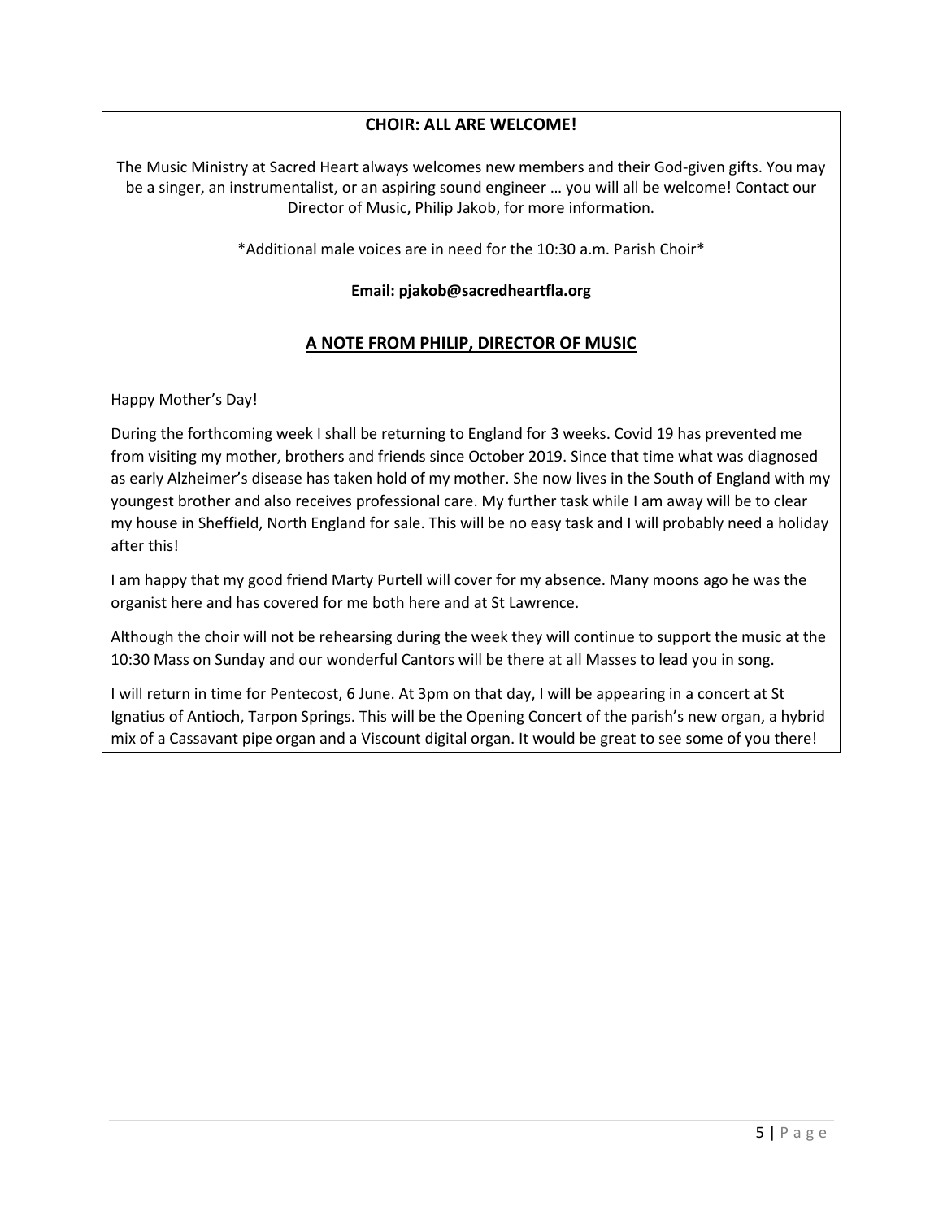## CHOIR: ALL ARE WELCOME!

The Music Ministry at Sacred Heart always welcomes new members and their God-given gifts. You may be a singer, an instrumentalist, or an aspiring sound engineer … you will all be welcome! Contact our Director of Music, Philip Jakob, for more information.

*Additional male voices are in need for the 10:30 a.m. Parish Choir*

**Email: pjakob@sacredheartfla.org**

## A NOTE FROM PHILIP, DIRECTOR OF MUSIC

Happy Mother's Day!

During the forthcoming week I shall be returning to England for 3 weeks. Covid 19 has prevented me from visiting my mother, brothers and friends since October 2019. Since that time what was diagnosed as early Alzheimer's disease has taken hold of my mother. She now lives in the South of England with my youngest brother and also receives professional care. My further task while I am away will be to clear my house in Sheffield, North England for sale. This will be no easy task and I will probably need a holiday after this!

I am happy that my good friend Marty Purtell will cover for my absence. Many moons ago he was the organist here and has covered for me both here and at St Lawrence.

Although the choir will not be rehearsing during the week they will continue to support the music at the 10:30 Mass on Sunday and our wonderful Cantors will be there at all Masses to lead you in song.

I will return in time for Pentecost, 6 June. At 3pm on that day, I will be appearing in a concert at St Ignatius of Antioch, Tarpon Springs. This will be the Opening Concert of the parish's new organ, a hybrid mix of a Cassavant pipe organ and a Viscount digital organ. It would be great to see some of you there!